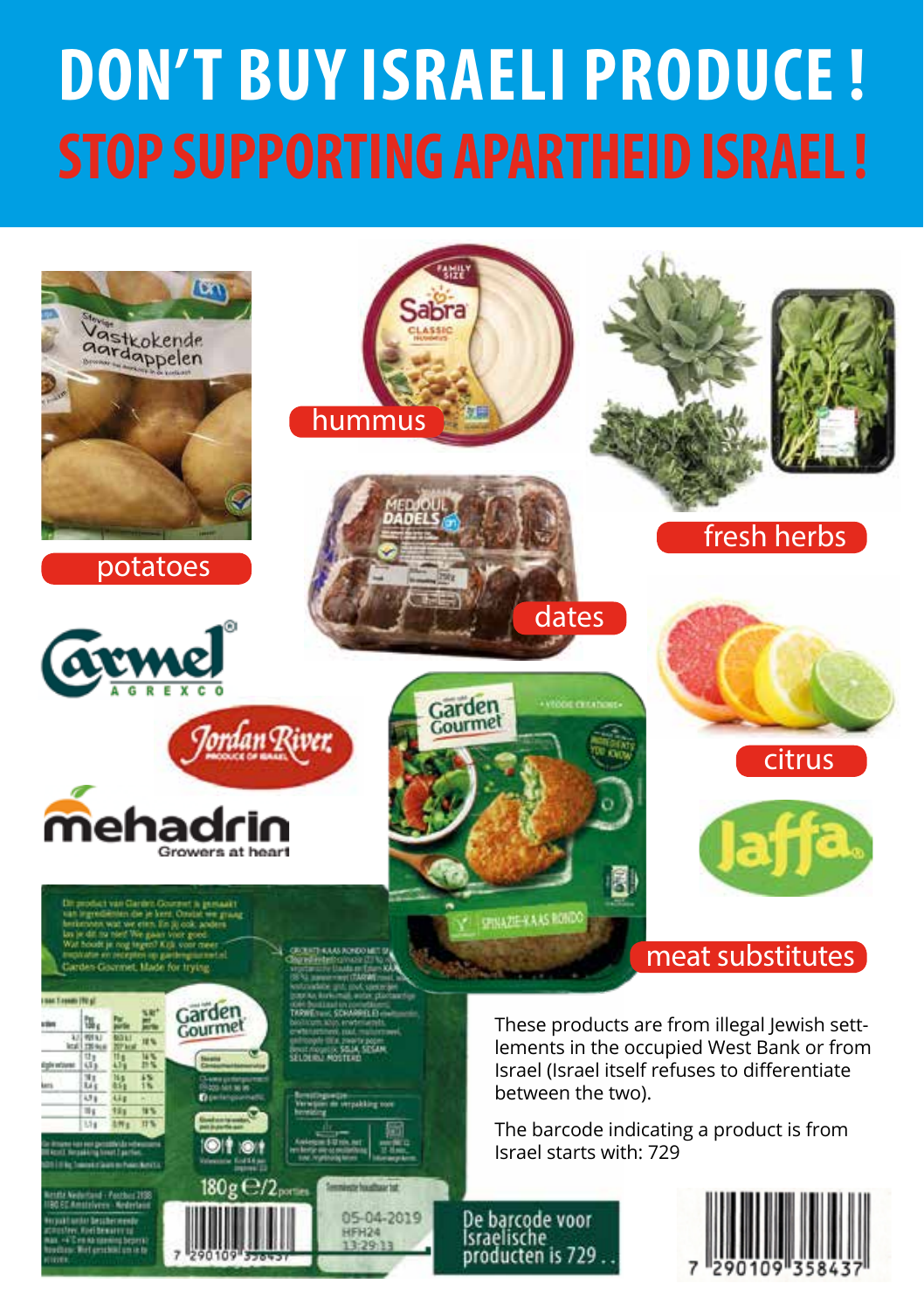# DON'T BUY ISRAELI PRODUCE !

## STOP SUPPORTING APARTHEID ISRAEL !

potatoes

hummus

fresh herbs

dates

citrus

meat substitutes

These products are from illegal Jewish settlements in the occupied West Bank or from Israel (Israel itself refuses to differentiate between the two).

The barcode indicating a product is from Israel starts with: 729

De barcode voor Israëlische producten is 729 . .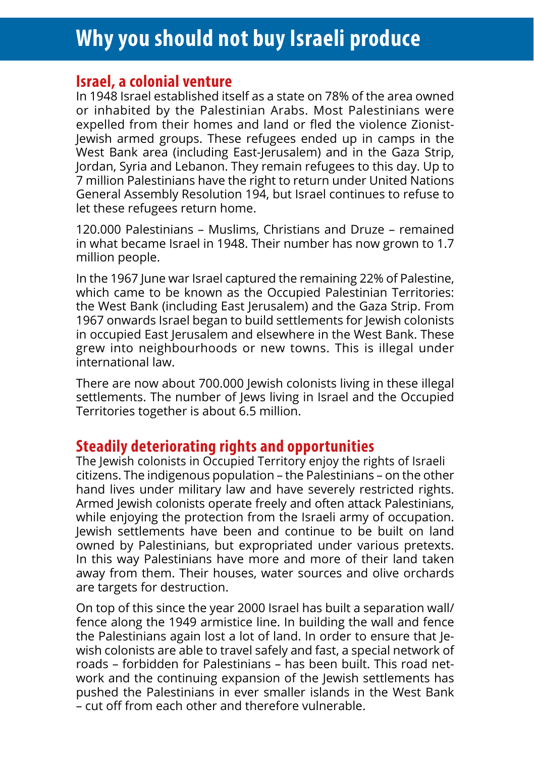# Why you should not buy Israeli produce

## Israel, a colonial venture

In 1948 Israel established itself as a state on 78% of the area owned or inhabited by the Palestinian Arabs. Most Palestinians were expelled from their homes and land or fled the violence Zionist-Jewish armed groups. These refugees ended up in camps in the West Bank area (including East-Jerusalem) and in the Gaza Strip, Jordan, Syria and Lebanon. They remain refugees to this day. Up to 7 million Palestinians have the right to return under United Nations General Assembly Resolution 194, but Israel continues to refuse to let these refugees return home.

120.000 Palestinians – Muslims, Christians and Druze – remained in what became Israel in 1948. Their number has now grown to 1.7 million people.

In the 1967 June war Israel captured the remaining 22% of Palestine, which came to be known as the Occupied Palestinian Territories: the West Bank (including East Jerusalem) and the Gaza Strip. From 1967 onwards Israel began to build settlements for Jewish colonists in occupied East Jerusalem and elsewhere in the West Bank. These grew into neighbourhoods or new towns. This is illegal under international law.

There are now about 700.000 Jewish colonists living in these illegal settlements. The number of Jews living in Israel and the Occupied Territories together is about 6.5 million.

## Steadily deteriorating rights and opportunities

The Jewish colonists in Occupied Territory enjoy the rights of Israeli citizens. The indigenous population – the Palestinians – on the other hand lives under military law and have severely restricted rights. Armed Jewish colonists operate freely and often attack Palestinians, while enjoying the protection from the Israeli army of occupation. Jewish settlements have been and continue to be built on land owned by Palestinians, but expropriated under various pretexts. In this way Palestinians have more and more of their land taken away from them. Their houses, water sources and olive orchards are targets for destruction.

On top of this since the year 2000 Israel has built a separation wall/fence along the 1949 armistice line. In building the wall and fence the Palestinians again lost a lot of land. In order to ensure that Jewish colonists are able to travel safely and fast, a special network of roads – forbidden for Palestinians – has been built. This road network and the continuing expansion of the Jewish settlements has pushed the Palestinians in ever smaller islands in the West Bank – cut off from each other and therefore vulnerable.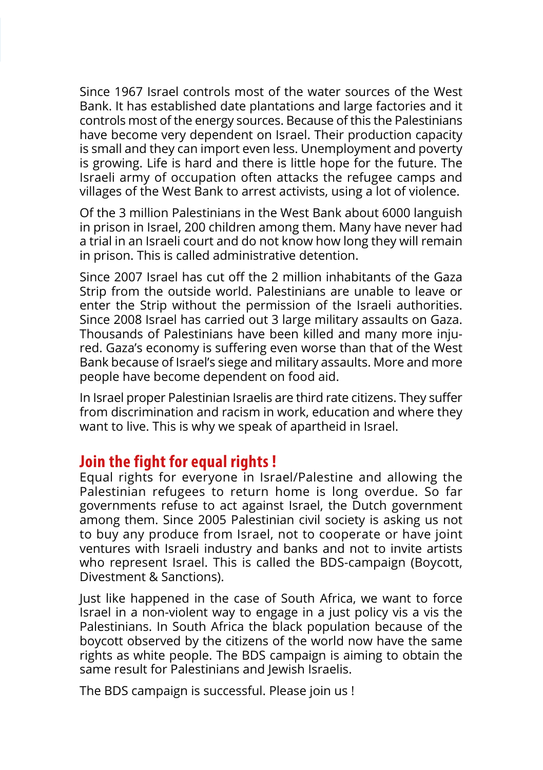Since 1967 Israel controls most of the water sources of the West Bank. It has established date plantations and large factories and it controls most of the energy sources. Because of this the Palestinians have become very dependent on Israel. Their production capacity is small and they can import even less. Unemployment and poverty is growing. Life is hard and there is little hope for the future. The Israeli army of occupation often attacks the refugee camps and villages of the West Bank to arrest activists, using a lot of violence.

Of the 3 million Palestinians in the West Bank about 6000 languish in prison in Israel, 200 children among them. Many have never had a trial in an Israeli court and do not know how long they will remain in prison. This is called administrative detention.

Since 2007 Israel has cut off the 2 million inhabitants of the Gaza Strip from the outside world. Palestinians are unable to leave or enter the Strip without the permission of the Israeli authorities. Since 2008 Israel has carried out 3 large military assaults on Gaza. Thousands of Palestinians have been killed and many more injured. Gaza's economy is suffering even worse than that of the West Bank because of Israel's siege and military assaults. More and more people have become dependent on food aid.

In Israel proper Palestinian Israelis are third rate citizens. They suffer from discrimination and racism in work, education and where they want to live. This is why we speak of apartheid in Israel.

## Join the fight for equal rights !

Equal rights for everyone in Israel/Palestine and allowing the Palestinian refugees to return home is long overdue. So far governments refuse to act against Israel, the Dutch government among them. Since 2005 Palestinian civil society is asking us not to buy any produce from Israel, not to cooperate or have joint ventures with Israeli industry and banks and not to invite artists who represent Israel. This is called the BDS-campaign (Boycott, Divestment & Sanctions).

Just like happened in the case of South Africa, we want to force Israel in a non-violent way to engage in a just policy vis a vis the Palestinians. In South Africa the black population because of the boycott observed by the citizens of the world now have the same rights as white people. The BDS campaign is aiming to obtain the same result for Palestinians and Jewish Israelis.

The BDS campaign is successful. Please join us !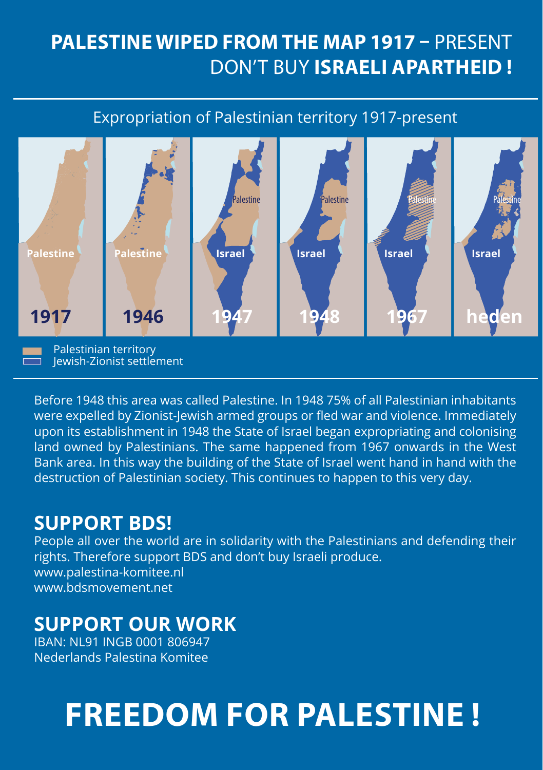# **PALESTINE WIPED FROM THE MAP 1917 –** PRESENT DON'T BUY **ISRAELI APARTHEID !**

Expropriation of Palestinian territory 1917-present

Palestine
1917

Palestine
1946

Palestine
Israel
1947

Palestine
Israel
1948

Palestine
Israel
1967

Palestine
Israel
heden

Palestinian territory
Jewish-Zionist settlement

Before 1948 this area was called Palestine. In 1948 75% of all Palestinian inhabitants were expelled by Zionist-Jewish armed groups or fled war and violence. Immediately upon its establishment in 1948 the State of Israel began expropriating and colonising land owned by Palestinians. The same happened from 1967 onwards in the West Bank area. In this way the building of the State of Israel went hand in hand with the destruction of Palestinian society. This continues to happen to this very day.

## SUPPORT BDS!

People all over the world are in solidarity with the Palestinians and defending their rights. Therefore support BDS and don't buy Israeli produce.
www.palestina-komitee.nl
www.bdsmovement.net

## SUPPORT OUR WORK

IBAN: NL91 INGB 0001 806947
Nederlands Palestina Komitee

# FREEDOM FOR PALESTINE !